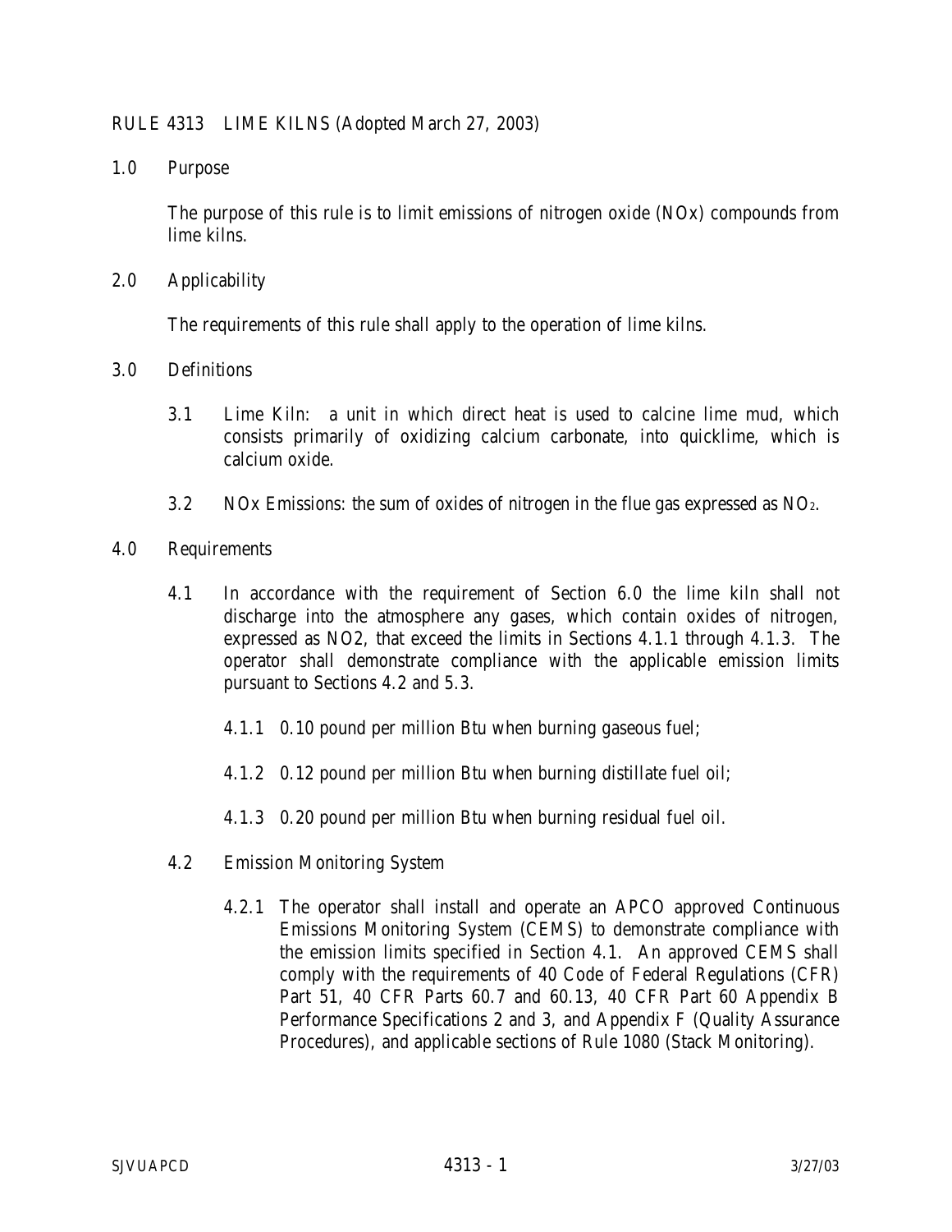# RULE 4313 LIME KILNS (Adopted March 27, 2003)

## 1.0 Purpose

The purpose of this rule is to limit emissions of nitrogen oxide (NOx) compounds from lime kilns.

## 2.0 Applicability

The requirements of this rule shall apply to the operation of lime kilns.

## 3.0 Definitions

3.1 Lime Kiln: a unit in which direct heat is used to calcine lime mud, which consists primarily of oxidizing calcium carbonate, into quicklime, which is calcium oxide.

3.2 NOx Emissions: the sum of oxides of nitrogen in the flue gas expressed as $NO_2$.

## 4.0 Requirements

4.1 In accordance with the requirement of Section 6.0 the lime kiln shall not discharge into the atmosphere any gases, which contain oxides of nitrogen, expressed as NO2, that exceed the limits in Sections 4.1.1 through 4.1.3. The operator shall demonstrate compliance with the applicable emission limits pursuant to Sections 4.2 and 5.3.

4.1.1 0.10 pound per million Btu when burning gaseous fuel;

4.1.2 0.12 pound per million Btu when burning distillate fuel oil;

4.1.3 0.20 pound per million Btu when burning residual fuel oil.

4.2 Emission Monitoring System

4.2.1 The operator shall install and operate an APCO approved Continuous Emissions Monitoring System (CEMS) to demonstrate compliance with the emission limits specified in Section 4.1. An approved CEMS shall comply with the requirements of 40 Code of Federal Regulations (CFR) Part 51, 40 CFR Parts 60.7 and 60.13, 40 CFR Part 60 Appendix B Performance Specifications 2 and 3, and Appendix F (Quality Assurance Procedures), and applicable sections of Rule 1080 (Stack Monitoring).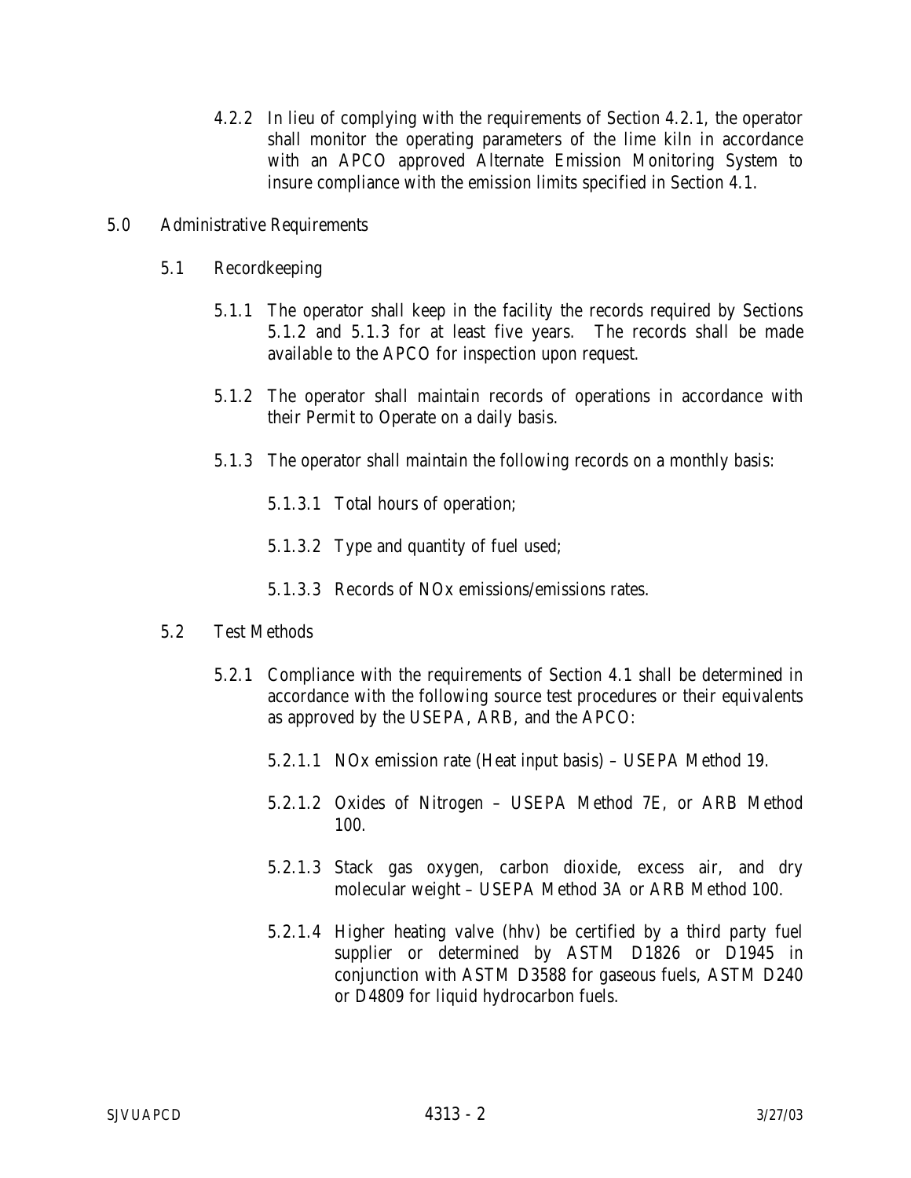4.2.2 In lieu of complying with the requirements of Section 4.2.1, the operator shall monitor the operating parameters of the lime kiln in accordance with an APCO approved Alternate Emission Monitoring System to insure compliance with the emission limits specified in Section 4.1.

## 5.0 Administrative Requirements

### 5.1 Recordkeeping

5.1.1 The operator shall keep in the facility the records required by Sections 5.1.2 and 5.1.3 for at least five years. The records shall be made available to the APCO for inspection upon request.

5.1.2 The operator shall maintain records of operations in accordance with their Permit to Operate on a daily basis.

5.1.3 The operator shall maintain the following records on a monthly basis:

5.1.3.1 Total hours of operation;

5.1.3.2 Type and quantity of fuel used;

5.1.3.3 Records of NOx emissions/emissions rates.

### 5.2 Test Methods

5.2.1 Compliance with the requirements of Section 4.1 shall be determined in accordance with the following source test procedures or their equivalents as approved by the USEPA, ARB, and the APCO:

5.2.1.1 NOx emission rate (Heat input basis) – USEPA Method 19.

5.2.1.2 Oxides of Nitrogen – USEPA Method 7E, or ARB Method 100.

5.2.1.3 Stack gas oxygen, carbon dioxide, excess air, and dry molecular weight – USEPA Method 3A or ARB Method 100.

5.2.1.4 Higher heating valve (hhv) be certified by a third party fuel supplier or determined by ASTM D1826 or D1945 in conjunction with ASTM D3588 for gaseous fuels, ASTM D240 or D4809 for liquid hydrocarbon fuels.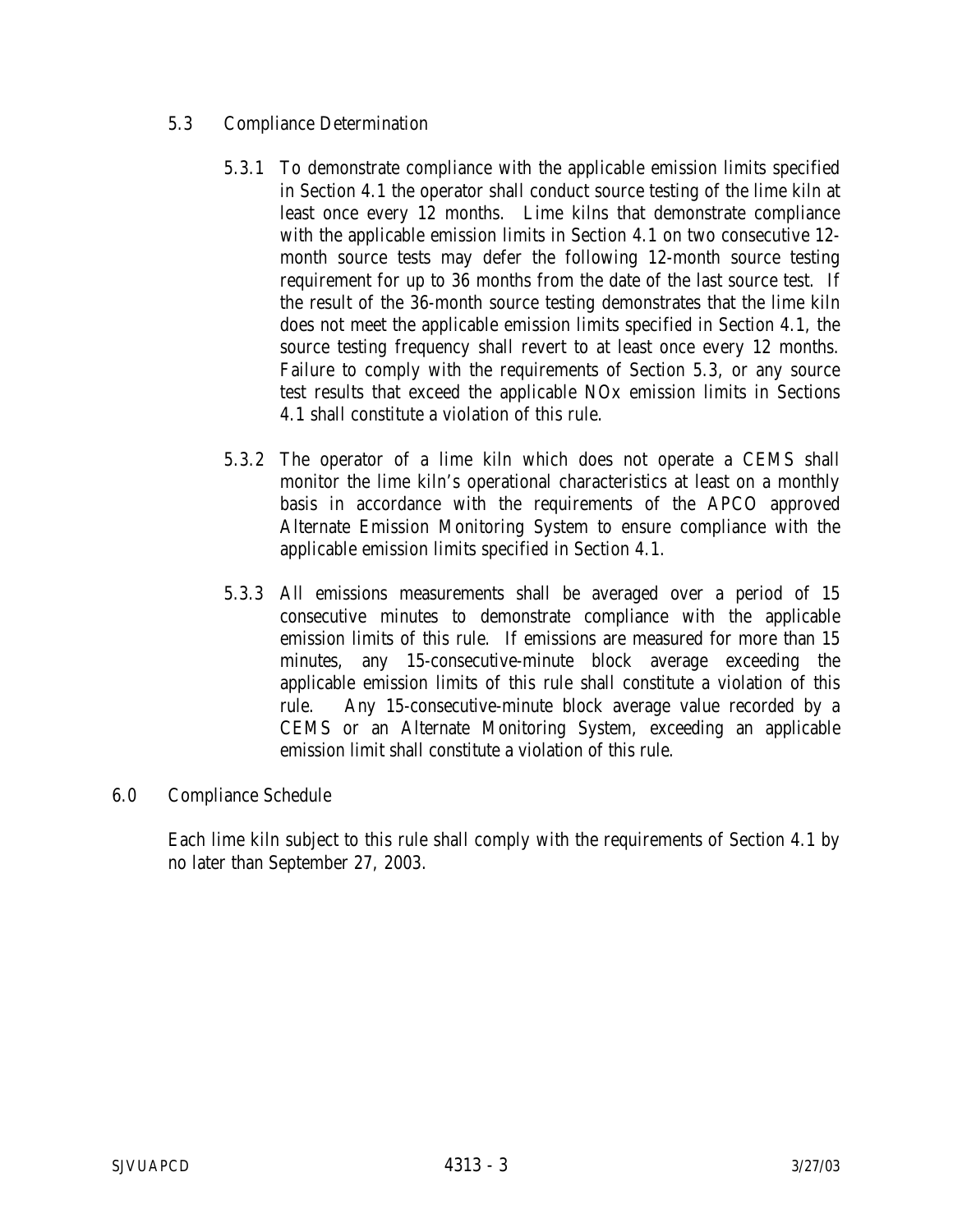## 5.3 Compliance Determination

5.3.1 To demonstrate compliance with the applicable emission limits specified in Section 4.1 the operator shall conduct source testing of the lime kiln at least once every 12 months. Lime kilns that demonstrate compliance with the applicable emission limits in Section 4.1 on two consecutive 12-month source tests may defer the following 12-month source testing requirement for up to 36 months from the date of the last source test. If the result of the 36-month source testing demonstrates that the lime kiln does not meet the applicable emission limits specified in Section 4.1, the source testing frequency shall revert to at least once every 12 months. Failure to comply with the requirements of Section 5.3, or any source test results that exceed the applicable NOx emission limits in Sections 4.1 shall constitute a violation of this rule.

5.3.2 The operator of a lime kiln which does not operate a CEMS shall monitor the lime kiln's operational characteristics at least on a monthly basis in accordance with the requirements of the APCO approved Alternate Emission Monitoring System to ensure compliance with the applicable emission limits specified in Section 4.1.

5.3.3 All emissions measurements shall be averaged over a period of 15 consecutive minutes to demonstrate compliance with the applicable emission limits of this rule. If emissions are measured for more than 15 minutes, any 15-consecutive-minute block average exceeding the applicable emission limits of this rule shall constitute a violation of this rule. Any 15-consecutive-minute block average value recorded by a CEMS or an Alternate Monitoring System, exceeding an applicable emission limit shall constitute a violation of this rule.

# 6.0 Compliance Schedule

Each lime kiln subject to this rule shall comply with the requirements of Section 4.1 by no later than September 27, 2003.